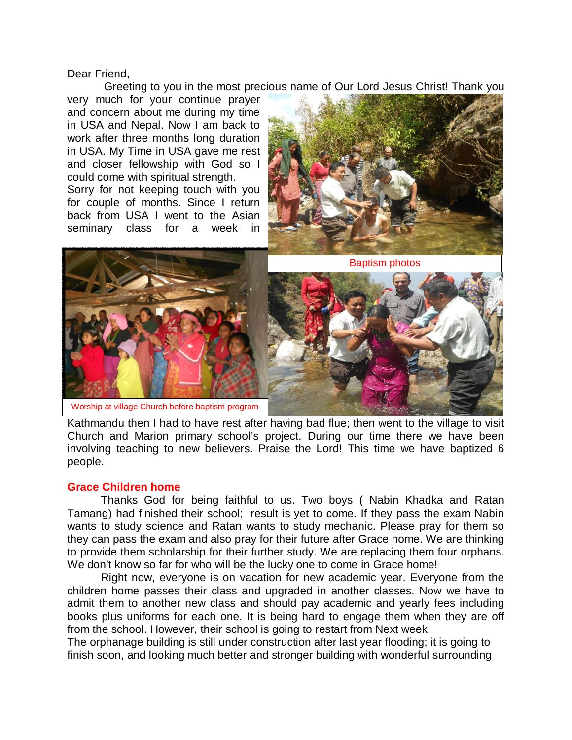Dear Friend,

Greeting to you in the most precious name of Our Lord Jesus Christ! Thank you very much for your continue prayer and concern about me during my time in USA and Nepal. Now I am back to work after three months long duration in USA. My Time in USA gave me rest and closer fellowship with God so I could come with spiritual strength.

Sorry for not keeping touch with you for couple of months. Since I return back from USA I went to the Asian seminary class for a week in Kathmandu then I had to have rest after having bad flue; then went to the village to visit Church and Marion primary school's project. During our time there we have been involving teaching to new believers. Praise the Lord! This time we have baptized 6 people.

Baptism photos

Worship at village Church before baptism program

## Grace Children home

Thanks God for being faithful to us. Two boys ( Nabin Khadka and Ratan Tamang) had finished their school;  result is yet to come. If they pass the exam Nabin wants to study science and Ratan wants to study mechanic. Please pray for them so they can pass the exam and also pray for their future after Grace home. We are thinking to provide them scholarship for their further study. We are replacing them four orphans. We don't know so far for who will be the lucky one to come in Grace home!

Right now, everyone is on vacation for new academic year. Everyone from the children home passes their class and upgraded in another classes. Now we have to admit them to another new class and should pay academic and yearly fees including books plus uniforms for each one. It is being hard to engage them when they are off from the school. However, their school is going to restart from Next week.

The orphanage building is still under construction after last year flooding; it is going to finish soon, and looking much better and stronger building with wonderful surrounding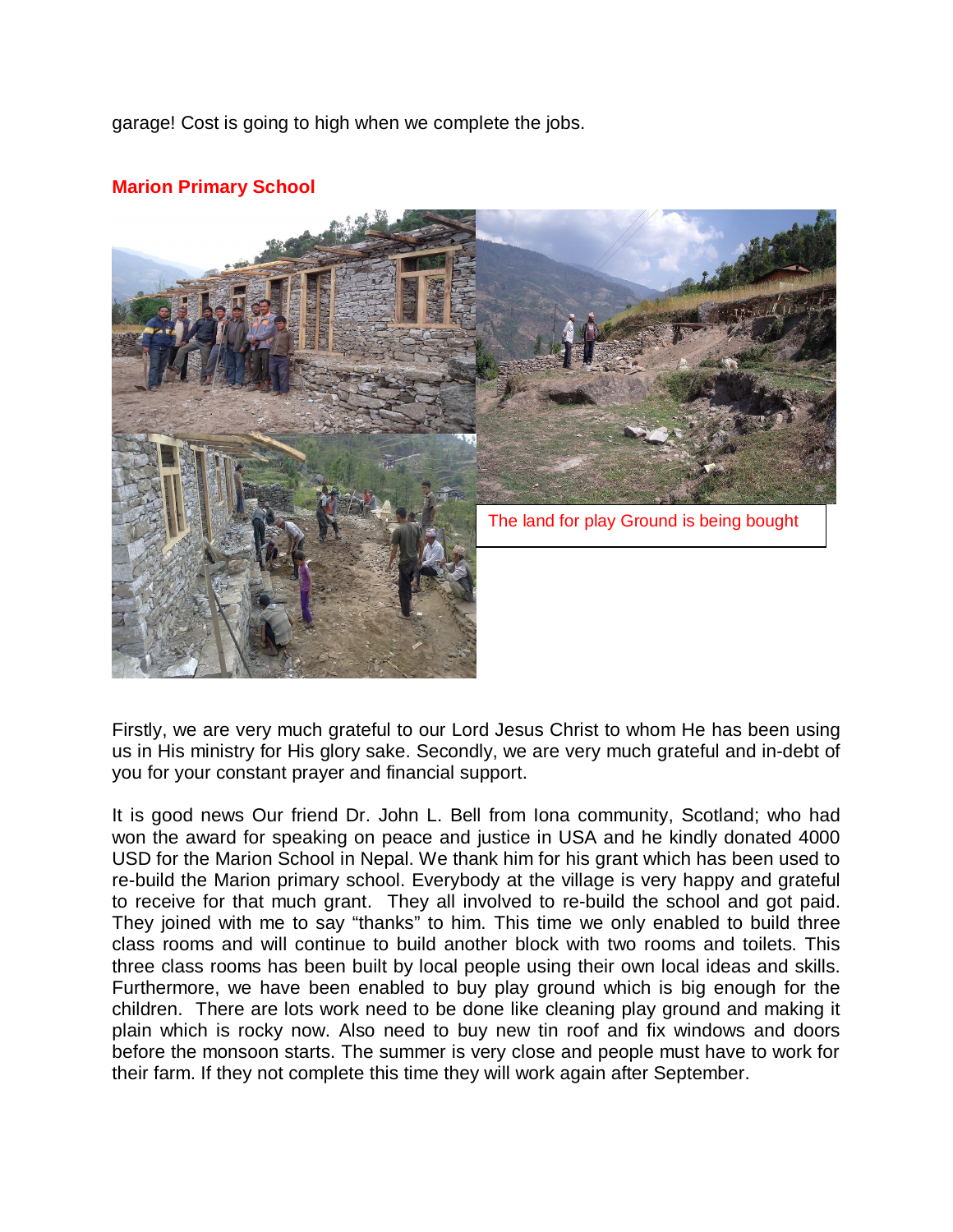garage! Cost is going to high when we complete the jobs.

## Marion Primary School

The land for play Ground is being bought

Firstly, we are very much grateful to our Lord Jesus Christ to whom He has been using us in His ministry for His glory sake. Secondly, we are very much grateful and in-debt of you for your constant prayer and financial support.

It is good news Our friend Dr. John L. Bell from Iona community, Scotland; who had won the award for speaking on peace and justice in USA and he kindly donated 4000 USD for the Marion School in Nepal. We thank him for his grant which has been used to re-build the Marion primary school. Everybody at the village is very happy and grateful to receive for that much grant. They all involved to re-build the school and got paid. They joined with me to say "thanks" to him. This time we only enabled to build three class rooms and will continue to build another block with two rooms and toilets. This three class rooms has been built by local people using their own local ideas and skills. Furthermore, we have been enabled to buy play ground which is big enough for the children. There are lots work need to be done like cleaning play ground and making it plain which is rocky now. Also need to buy new tin roof and fix windows and doors before the monsoon starts. The summer is very close and people must have to work for their farm. If they not complete this time they will work again after September.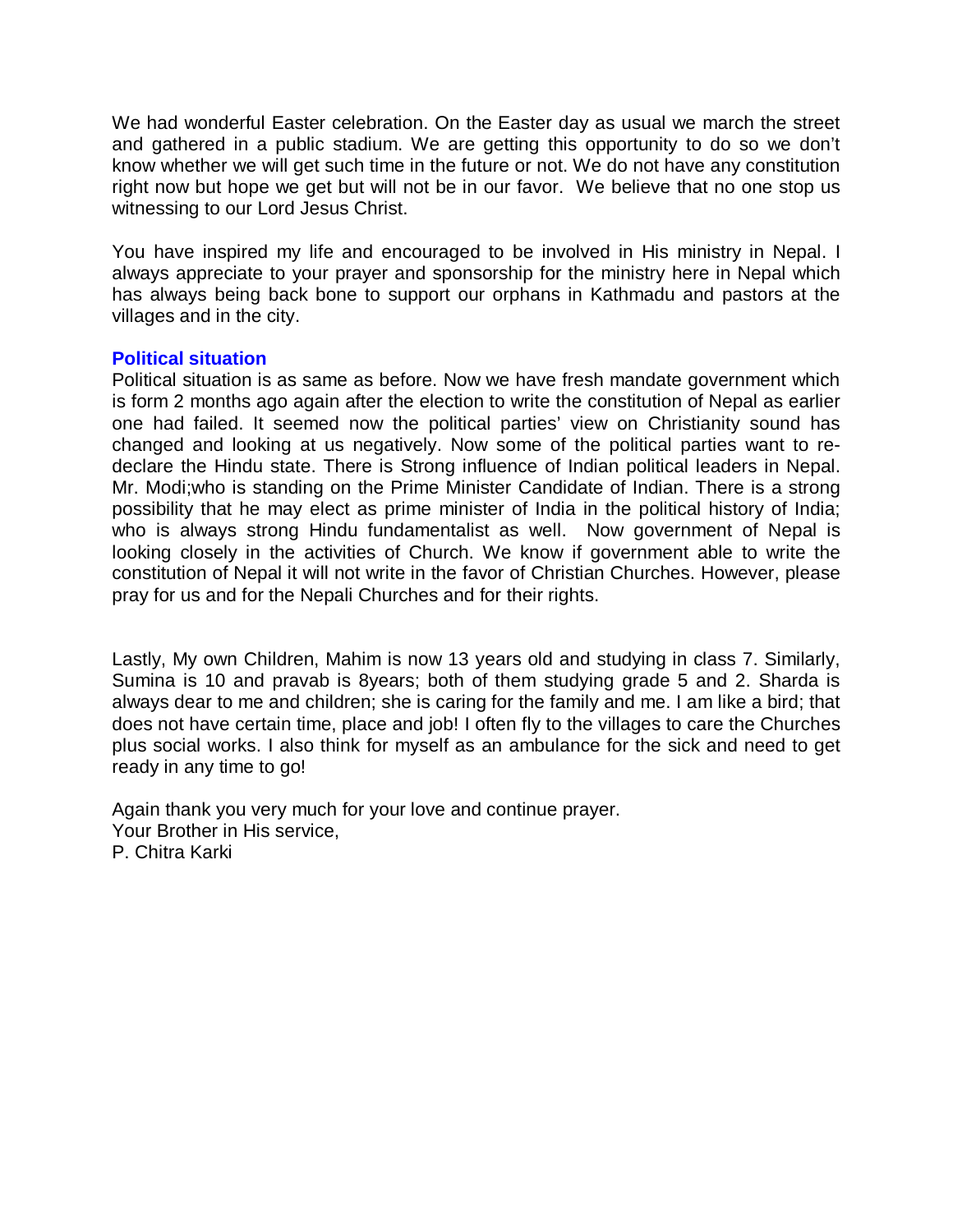We had wonderful Easter celebration. On the Easter day as usual we march the street and gathered in a public stadium. We are getting this opportunity to do so we don't know whether we will get such time in the future or not. We do not have any constitution right now but hope we get but will not be in our favor. We believe that no one stop us witnessing to our Lord Jesus Christ.

You have inspired my life and encouraged to be involved in His ministry in Nepal. I always appreciate to your prayer and sponsorship for the ministry here in Nepal which has always being back bone to support our orphans in Kathmadu and pastors at the villages and in the city.

### Political situation

Political situation is as same as before. Now we have fresh mandate government which is form 2 months ago again after the election to write the constitution of Nepal as earlier one had failed. It seemed now the political parties' view on Christianity sound has changed and looking at us negatively. Now some of the political parties want to re-declare the Hindu state. There is Strong influence of Indian political leaders in Nepal. Mr. Modi;who is standing on the Prime Minister Candidate of Indian. There is a strong possibility that he may elect as prime minister of India in the political history of India; who is always strong Hindu fundamentalist as well. Now government of Nepal is looking closely in the activities of Church. We know if government able to write the constitution of Nepal it will not write in the favor of Christian Churches. However, please pray for us and for the Nepali Churches and for their rights.

Lastly, My own Children, Mahim is now 13 years old and studying in class 7. Similarly, Sumina is 10 and pravab is 8years; both of them studying grade 5 and 2. Sharda is always dear to me and children; she is caring for the family and me. I am like a bird; that does not have certain time, place and job! I often fly to the villages to care the Churches plus social works. I also think for myself as an ambulance for the sick and need to get ready in any time to go!

Again thank you very much for your love and continue prayer.  
Your Brother in His service,  
P. Chitra Karki